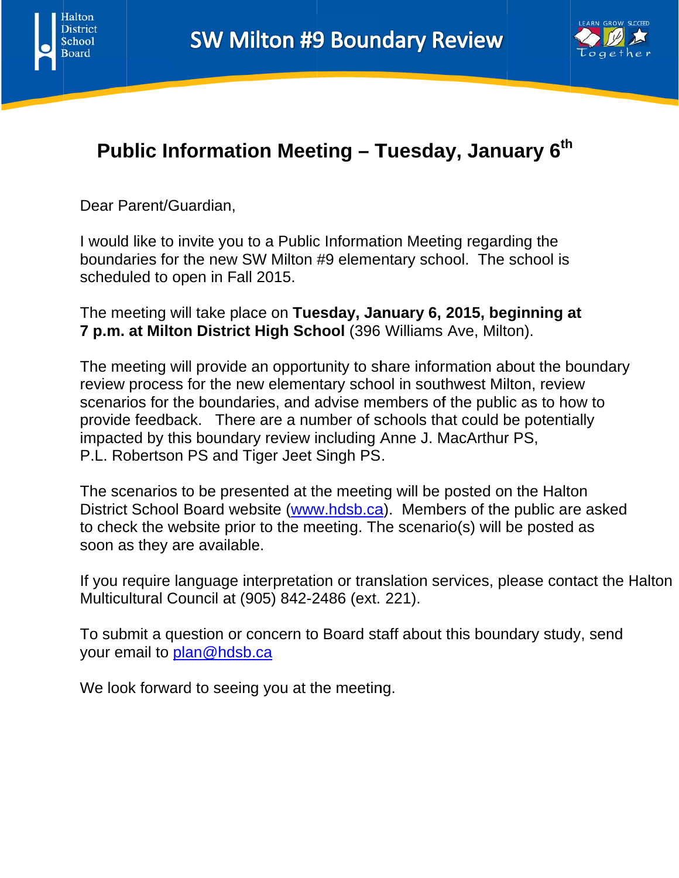# SW Milton #9 Boundary Review

## Public Information Meeting – Tuesday, January 6th

Dear Parent/Guardian,

I would like to invite you to a Public Information Meeting regarding the boundaries for the new SW Milton #9 elementary school. The school is scheduled to open in Fall 2015.

The meeting will take place on **Tuesday, January 6, 2015, beginning at 7 p.m. at Milton District High School** (396 Williams Ave, Milton).

The meeting will provide an opportunity to share information about the boundary review process for the new elementary school in southwest Milton, review scenarios for the boundaries, and advise members of the public as to how to provide feedback. There are a number of schools that could be potentially impacted by this boundary review including Anne J. MacArthur PS, P.L. Robertson PS and Tiger Jeet Singh PS.

The scenarios to be presented at the meeting will be posted on the Halton District School Board website (www.hdsb.ca). Members of the public are asked to check the website prior to the meeting. The scenario(s) will be posted as soon as they are available.

If you require language interpretation or translation services, please contact the Halton Multicultural Council at (905) 842-2486 (ext. 221).

To submit a question or concern to Board staff about this boundary study, send your email to plan@hdsb.ca

We look forward to seeing you at the meeting.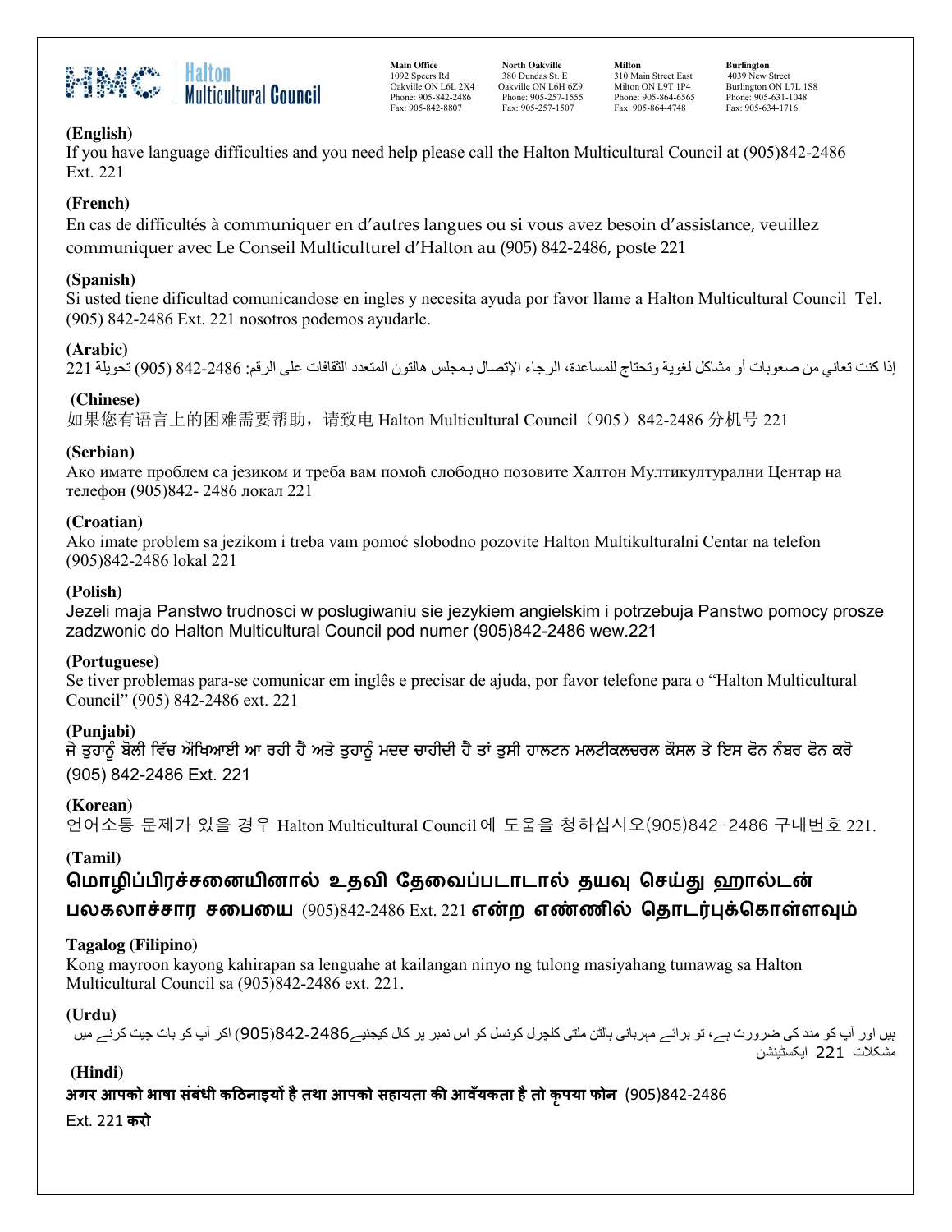**Halton Multicultural Council**

| Main Office | North Oakville | Milton | Burlington |
| --- | --- | --- | --- |
| 1092 Speers Rd | 380 Dundas St. E | 310 Main Street East | 4039 New Street |
| Oakville ON L6L 2X4 | Oakville ON L6H 6Z9 | Milton ON L9T 1P4 | Burlington ON L7L 1S8 |
| Phone: 905-842-2486 | Phone: 905-257-1555 | Phone: 905-864-6565 | Phone: 905-631-1048 |
| Fax: 905-842-8807 | Fax: 905-257-1507 | Fax: 905-864-4748 | Fax: 905-634-1716 |

**(English)**
If you have language difficulties and you need help please call the Halton Multicultural Council at (905)842-2486 Ext. 221

**(French)**
En cas de difficultés à communiquer en d'autres langues ou si vous avez besoin d'assistance, veuillez communiquer avec Le Conseil Multiculturel d'Halton au (905) 842-2486, poste 221

**(Spanish)**
Si usted tiene dificultad comunicandose en ingles y necesita ayuda por favor llame a Halton Multicultural Council Tel. (905) 842-2486 Ext. 221 nosotros podemos ayudarle.

**(Arabic)**
إذا كنت تعاني من صعوبات أو مشاكل لغوية وتحتاج للمساعدة، الرجاء الإتصال بـمجلس هالتون المتعدد الثقافات على الرقم: 2486-842 (905) تحويلة 221

**(Chinese)**
如果您有语言上的困难需要帮助，请致电 Halton Multicultural Council（905）842-2486 分机号 221

**(Serbian)**
Ако имате проблем са језиком и треба вам помоћ слободно позовите Халтон Мултикултурални Центар на телефон (905)842- 2486 локал 221

**(Croatian)**
Ako imate problem sa jezikom i treba vam pomoć slobodno pozovite Halton Multikulturalni Centar na telefon (905)842-2486 lokal 221

**(Polish)**
Jezeli maja Panstwo trudnosci w poslugiwaniu sie jezykiem angielskim i potrzebuja Panstwo pomocy prosze zadzwonic do Halton Multicultural Council pod numer (905)842-2486 wew.221

**(Portuguese)**
Se tiver problemas para-se comunicar em inglês e precisar de ajuda, por favor telefone para o "Halton Multicultural Council" (905) 842-2486 ext. 221

**(Punjabi)**
ਜੇ ਤੁਹਾਨੂੰ ਬੋਲੀ ਵਿੱਚ ਔਖਿਆਈ ਆ ਰਹੀ ਹੈ ਅਤੇ ਤੁਹਾਨੂੰ ਮਦਦ ਚਾਹੀਦੀ ਹੈ ਤਾਂ ਤੁਸੀ ਹਾਲਟਨ ਮਲਟੀਕਲਚਰਲ ਕੌਸਲ ਤੇ ਇਸ ਫੋਨ ਨੰਬਰ ਫੋਨ ਕਰੋ (905) 842-2486 Ext. 221

**(Korean)**
언어소통 문제가 있을 경우 Halton Multicultural Council 에 도움을 청하십시오(905)842-2486 구내번호 221.

**(Tamil)**
**மொழிப்பிரச்சனையினால் உதவி தேவைப்படாடால் தயவு செய்து ஹால்டன் பலகலாச்சார சபையை** (905)842-2486 Ext. 221 **என்ற எண்ணில் தொடர்புக்கொள்ளவும்**

**Tagalog (Filipino)**
Kong mayroon kayong kahirapan sa lenguahe at kailangan ninyo ng tulong masiyahang tumawag sa Halton Multicultural Council sa (905)842-2486 ext. 221.

**(Urdu)**
اگر آپ کو بات چیت کرنے میں مشکلات ہیں اور آپ کو مدد کی ضرورت ہے، تو برائے مہربانی ہالٹن ملٹی کلچرل کونسل کو اس نمبر پر کال کیجئیے(905)842-2486 ایکسٹینشن 221

**(Hindi)**
**अगर आपको भाषा संबंधी कठिनाइयों है तथा आपको सहायता की आवँयकता है तो कृपया फोन** (905)842-2486 Ext. 221 **करो**